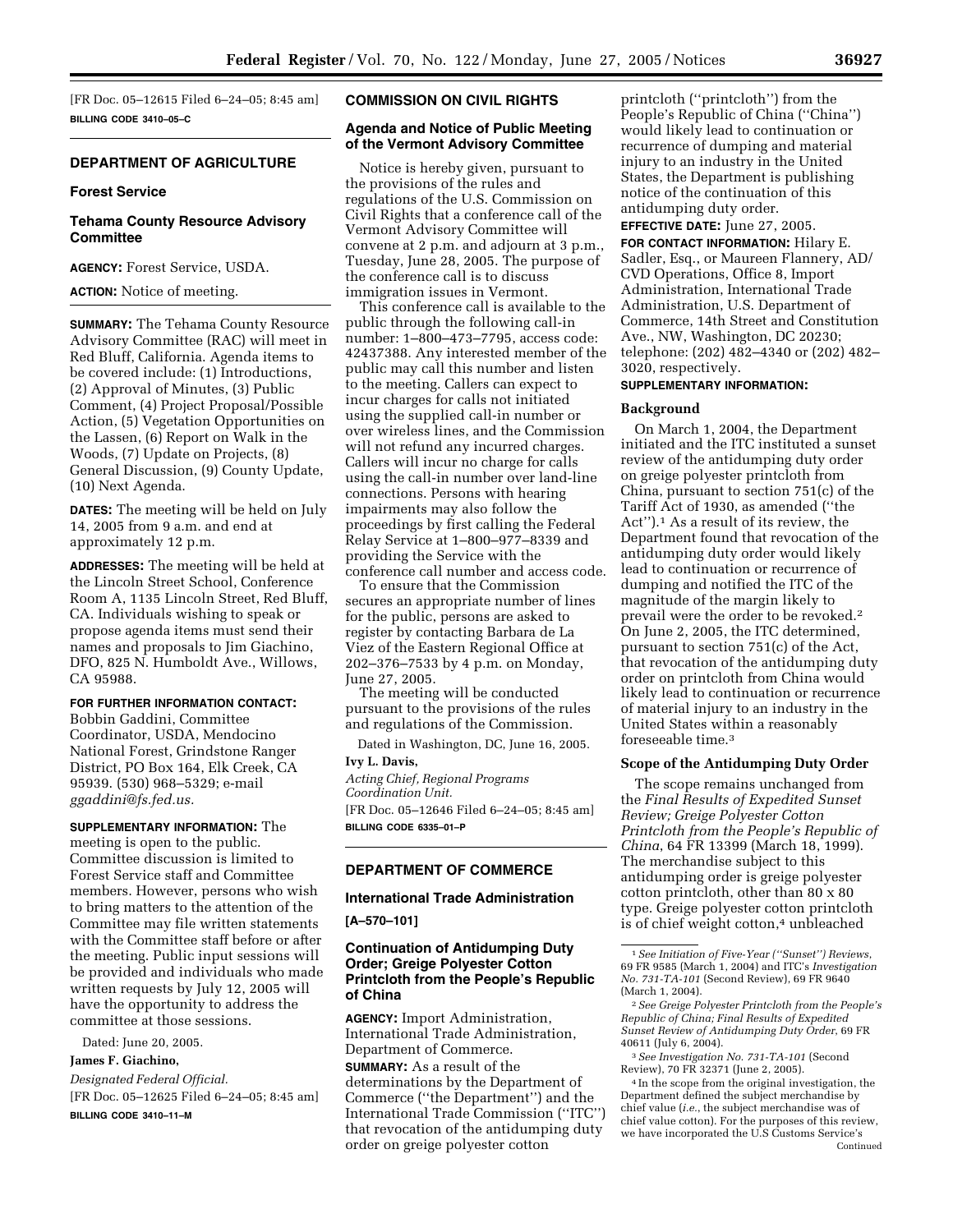[FR Doc. 05–12615 Filed 6–24–05; 8:45 am]

**BILLING CODE 3410–05–C**

## DEPARTMENT OF AGRICULTURE

### Forest Service

### Tehama County Resource Advisory Committee

**AGENCY:** Forest Service, USDA.

**ACTION:** Notice of meeting.

**SUMMARY:** The Tehama County Resource Advisory Committee (RAC) will meet in Red Bluff, California. Agenda items to be covered include: (1) Introductions, (2) Approval of Minutes, (3) Public Comment, (4) Project Proposal/Possible Action, (5) Vegetation Opportunities on the Lassen, (6) Report on Walk in the Woods, (7) Update on Projects, (8) General Discussion, (9) County Update, (10) Next Agenda.

**DATES:** The meeting will be held on July 14, 2005 from 9 a.m. and end at approximately 12 p.m.

**ADDRESSES:** The meeting will be held at the Lincoln Street School, Conference Room A, 1135 Lincoln Street, Red Bluff, CA. Individuals wishing to speak or propose agenda items must send their names and proposals to Jim Giachino, DFO, 825 N. Humboldt Ave., Willows, CA 95988.

**FOR FURTHER INFORMATION CONTACT:** Bobbin Gaddini, Committee Coordinator, USDA, Mendocino National Forest, Grindstone Ranger District, PO Box 164, Elk Creek, CA 95939. (530) 968–5329; e-mail *ggaddini@fs.fed.us.*

**SUPPLEMENTARY INFORMATION:** The meeting is open to the public. Committee discussion is limited to Forest Service staff and Committee members. However, persons who wish to bring matters to the attention of the Committee may file written statements with the Committee staff before or after the meeting. Public input sessions will be provided and individuals who made written requests by July 12, 2005 will have the opportunity to address the committee at those sessions.

Dated: June 20, 2005.

**James F. Giachino,**

*Designated Federal Official.*

[FR Doc. 05–12625 Filed 6–24–05; 8:45 am]

**BILLING CODE 3410–11–M**

## COMMISSION ON CIVIL RIGHTS

### Agenda and Notice of Public Meeting of the Vermont Advisory Committee

Notice is hereby given, pursuant to the provisions of the rules and regulations of the U.S. Commission on Civil Rights that a conference call of the Vermont Advisory Committee will convene at 2 p.m. and adjourn at 3 p.m., Tuesday, June 28, 2005. The purpose of the conference call is to discuss immigration issues in Vermont.

This conference call is available to the public through the following call-in number: 1–800–473–7795, access code: 42437388. Any interested member of the public may call this number and listen to the meeting. Callers can expect to incur charges for calls not initiated using the supplied call-in number or over wireless lines, and the Commission will not refund any incurred charges. Callers will incur no charge for calls using the call-in number over land-line connections. Persons with hearing impairments may also follow the proceedings by first calling the Federal Relay Service at 1–800–977–8339 and providing the Service with the conference call number and access code.

To ensure that the Commission secures an appropriate number of lines for the public, persons are asked to register by contacting Barbara de La Viez of the Eastern Regional Office at 202–376–7533 by 4 p.m. on Monday, June 27, 2005.

The meeting will be conducted pursuant to the provisions of the rules and regulations of the Commission.

Dated in Washington, DC, June 16, 2005.

**Ivy L. Davis,**

*Acting Chief, Regional Programs Coordination Unit.*

[FR Doc. 05–12646 Filed 6–24–05; 8:45 am]

**BILLING CODE 6335–01–P**

## DEPARTMENT OF COMMERCE

### International Trade Administration

**[A–570–101]**

### Continuation of Antidumping Duty Order; Greige Polyester Cotton Printcloth from the People's Republic of China

**AGENCY:** Import Administration, International Trade Administration, Department of Commerce.

**SUMMARY:** As a result of the determinations by the Department of Commerce (''the Department'') and the International Trade Commission (''ITC'') that revocation of the antidumping duty order on greige polyester cotton printcloth (''printcloth'') from the People's Republic of China (''China'') would likely lead to continuation or recurrence of dumping and material injury to an industry in the United States, the Department is publishing notice of the continuation of this antidumping duty order.

**EFFECTIVE DATE:** June 27, 2005.

**FOR CONTACT INFORMATION:** Hilary E. Sadler, Esq., or Maureen Flannery, AD/CVD Operations, Office 8, Import Administration, International Trade Administration, U.S. Department of Commerce, 14th Street and Constitution Ave., NW, Washington, DC 20230; telephone: (202) 482–4340 or (202) 482–3020, respectively.

**SUPPLEMENTARY INFORMATION:**

#### Background

On March 1, 2004, the Department initiated and the ITC instituted a sunset review of the antidumping duty order on greige polyester printcloth from China, pursuant to section 751(c) of the Tariff Act of 1930, as amended (''the Act'').[1] As a result of its review, the Department found that revocation of the antidumping duty order would likely lead to continuation or recurrence of dumping and notified the ITC of the magnitude of the margin likely to prevail were the order to be revoked.[2] On June 2, 2005, the ITC determined, pursuant to section 751(c) of the Act, that revocation of the antidumping duty order on printcloth from China would likely lead to continuation or recurrence of material injury to an industry in the United States within a reasonably foreseeable time.[3]

#### Scope of the Antidumping Duty Order

The scope remains unchanged from the *Final Results of Expedited Sunset Review; Greige Polyester Cotton Printcloth from the People's Republic of China*, 64 FR 13399 (March 18, 1999). The merchandise subject to this antidumping order is greige polyester cotton printcloth, other than 80 x 80 type. Greige polyester cotton printcloth is of chief weight cotton,[4] unbleached

---

[1] *See Initiation of Five-Year (''Sunset'') Reviews*, 69 FR 9585 (March 1, 2004) and ITC's *Investigation No. 731-TA-101* (Second Review), 69 FR 9640 (March 1, 2004).

[2] *See Greige Polyester Printcloth from the People's Republic of China; Final Results of Expedited Sunset Review of Antidumping Duty Order*, 69 FR 40611 (July 6, 2004).

[3] *See Investigation No. 731-TA-101* (Second Review), 70 FR 32371 (June 2, 2005).

[4] In the scope from the original investigation, the Department defined the subject merchandise by chief value (*i.e.*, the subject merchandise was of chief value cotton). For the purposes of this review, we have incorporated the U.S Customs Service's Continued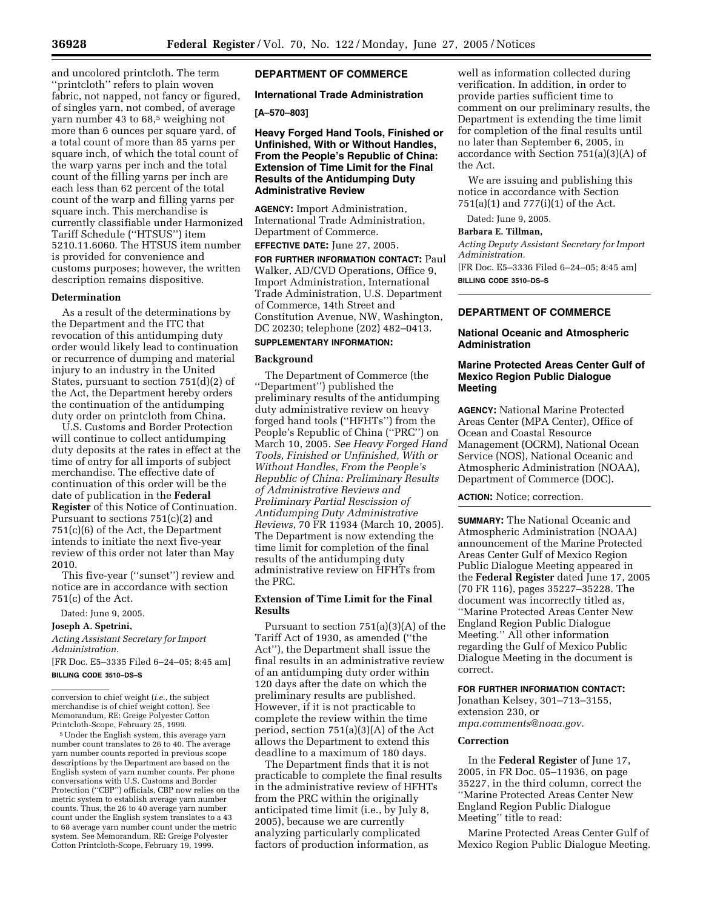and uncolored printcloth. The term ''printcloth'' refers to plain woven fabric, not napped, not fancy or figured, of singles yarn, not combed, of average yarn number 43 to 68,[5] weighing not more than 6 ounces per square yard, of a total count of more than 85 yarns per square inch, of which the total count of the warp yarns per inch and the total count of the filling yarns per inch are each less than 62 percent of the total count of the warp and filling yarns per square inch. This merchandise is currently classifiable under Harmonized Tariff Schedule (''HTSUS'') item 5210.11.6060. The HTSUS item number is provided for convenience and customs purposes; however, the written description remains dispositive.

### Determination

As a result of the determinations by the Department and the ITC that revocation of this antidumping duty order would likely lead to continuation or recurrence of dumping and material injury to an industry in the United States, pursuant to section 751(d)(2) of the Act, the Department hereby orders the continuation of the antidumping duty order on printcloth from China.

U.S. Customs and Border Protection will continue to collect antidumping duty deposits at the rates in effect at the time of entry for all imports of subject merchandise. The effective date of continuation of this order will be the date of publication in the **Federal Register** of this Notice of Continuation. Pursuant to sections 751(c)(2) and 751(c)(6) of the Act, the Department intends to initiate the next five-year review of this order not later than May 2010.

This five-year (''sunset'') review and notice are in accordance with section 751(c) of the Act.

Dated: June 9, 2005.

**Joseph A. Spetrini,**

*Acting Assistant Secretary for Import Administration.*

[FR Doc. E5–3335 Filed 6–24–05; 8:45 am]

**BILLING CODE 3510–DS–S**

conversion to chief weight (*i.e.*, the subject merchandise is of chief weight cotton). See Memorandum, RE: Greige Polyester Cotton Printcloth-Scope, February 25, 1999.

[5] Under the English system, this average yarn number count translates to 26 to 40. The average yarn number counts reported in previous scope descriptions by the Department are based on the English system of yarn number counts. Per phone conversations with U.S. Customs and Border Protection (''CBP'') officials, CBP now relies on the metric system to establish average yarn number counts. Thus, the 26 to 40 average yarn number count under the English system translates to a 43 to 68 average yarn number count under the metric system. See Memorandum, RE: Greige Polyester Cotton Printcloth-Scope, February 19, 1999.

## DEPARTMENT OF COMMERCE

### International Trade Administration

**[A–570–803]**

### Heavy Forged Hand Tools, Finished or Unfinished, With or Without Handles, From the People's Republic of China: Extension of Time Limit for the Final Results of the Antidumping Duty Administrative Review

**AGENCY:** Import Administration, International Trade Administration, Department of Commerce.

**EFFECTIVE DATE:** June 27, 2005.

**FOR FURTHER INFORMATION CONTACT:** Paul Walker, AD/CVD Operations, Office 9, Import Administration, International Trade Administration, U.S. Department of Commerce, 14th Street and Constitution Avenue, NW, Washington, DC 20230; telephone (202) 482–0413.

**SUPPLEMENTARY INFORMATION:**

### Background

The Department of Commerce (the ''Department'') published the preliminary results of the antidumping duty administrative review on heavy forged hand tools (''HFHTs'') from the People's Republic of China (''PRC'') on March 10, 2005. *See Heavy Forged Hand Tools, Finished or Unfinished, With or Without Handles, From the People's Republic of China: Preliminary Results of Administrative Reviews and Preliminary Partial Rescission of Antidumping Duty Administrative Reviews*, 70 FR 11934 (March 10, 2005). The Department is now extending the time limit for completion of the final results of the antidumping duty administrative review on HFHTs from the PRC.

### Extension of Time Limit for the Final Results

Pursuant to section 751(a)(3)(A) of the Tariff Act of 1930, as amended (''the Act''), the Department shall issue the final results in an administrative review of an antidumping duty order within 120 days after the date on which the preliminary results are published. However, if it is not practicable to complete the review within the time period, section 751(a)(3)(A) of the Act allows the Department to extend this deadline to a maximum of 180 days.

The Department finds that it is not practicable to complete the final results in the administrative review of HFHTs from the PRC within the originally anticipated time limit (i.e., by July 8, 2005), because we are currently analyzing particularly complicated factors of production information, as well as information collected during verification. In addition, in order to provide parties sufficient time to comment on our preliminary results, the Department is extending the time limit for completion of the final results until no later than September 6, 2005, in accordance with Section 751(a)(3)(A) of the Act.

We are issuing and publishing this notice in accordance with Section 751(a)(1) and 777(i)(1) of the Act.

Dated: June 9, 2005.

**Barbara E. Tillman,**

*Acting Deputy Assistant Secretary for Import Administration.*

[FR Doc. E5–3336 Filed 6–24–05; 8:45 am]

**BILLING CODE 3510–DS–S**

## DEPARTMENT OF COMMERCE

### National Oceanic and Atmospheric Administration

### Marine Protected Areas Center Gulf of Mexico Region Public Dialogue Meeting

**AGENCY:** National Marine Protected Areas Center (MPA Center), Office of Ocean and Coastal Resource Management (OCRM), National Ocean Service (NOS), National Oceanic and Atmospheric Administration (NOAA), Department of Commerce (DOC).

**ACTION:** Notice; correction.

**SUMMARY:** The National Oceanic and Atmospheric Administration (NOAA) announcement of the Marine Protected Areas Center Gulf of Mexico Region Public Dialogue Meeting appeared in the **Federal Register** dated June 17, 2005 (70 FR 116), pages 35227–35228. The document was incorrectly titled as, ''Marine Protected Areas Center New England Region Public Dialogue Meeting.'' All other information regarding the Gulf of Mexico Public Dialogue Meeting in the document is correct.

**FOR FURTHER INFORMATION CONTACT:** Jonathan Kelsey, 301–713–3155, extension 230, or *mpa.comments@noaa.gov.*

### Correction

In the **Federal Register** of June 17, 2005, in FR Doc. 05–11936, on page 35227, in the third column, correct the ''Marine Protected Areas Center New England Region Public Dialogue Meeting'' title to read:

Marine Protected Areas Center Gulf of Mexico Region Public Dialogue Meeting.